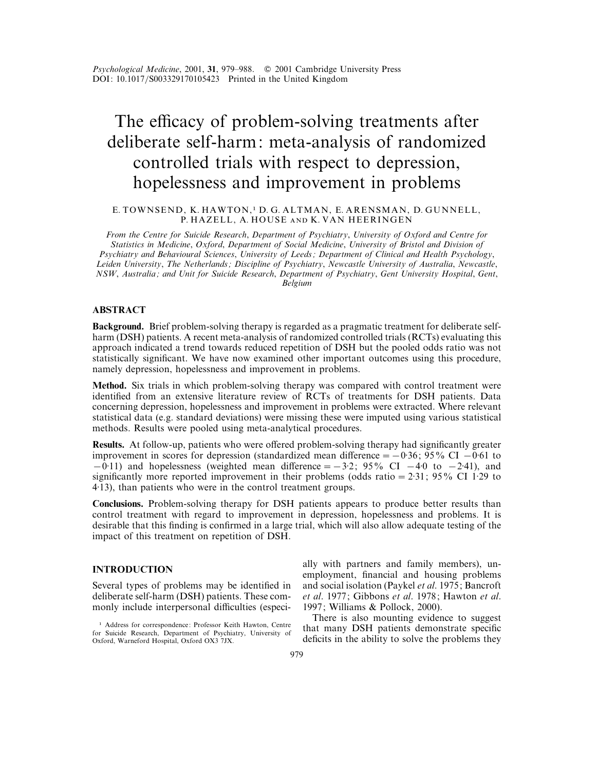# The efficacy of problem-solving treatments after deliberate self-harm: meta-analysis of randomized controlled trials with respect to depression, hopelessness and improvement in problems

E. TOWNSEND, K. HAWTON,[1] D. G. ALTMAN, E. ARENSMAN, D. GUNNELL, P. HAZELL, A. HOUSE AND K. VAN HEERINGEN

*From the Centre for Suicide Research, Department of Psychiatry, University of Oxford and Centre for Statistics in Medicine, Oxford, Department of Social Medicine, University of Bristol and Division of Psychiatry and Behavioural Sciences, University of Leeds; Department of Clinical and Health Psychology, Leiden University, The Netherlands; Discipline of Psychiatry, Newcastle University of Australia, Newcastle, NSW, Australia; and Unit for Suicide Research, Department of Psychiatry, Gent University Hospital, Gent, Belgium*

## ABSTRACT

**Background.** Brief problem-solving therapy is regarded as a pragmatic treatment for deliberate self-harm (DSH) patients. A recent meta-analysis of randomized controlled trials (RCTs) evaluating this approach indicated a trend towards reduced repetition of DSH but the pooled odds ratio was not statistically significant. We have now examined other important outcomes using this procedure, namely depression, hopelessness and improvement in problems.

**Method.** Six trials in which problem-solving therapy was compared with control treatment were identified from an extensive literature review of RCTs of treatments for DSH patients. Data concerning depression, hopelessness and improvement in problems were extracted. Where relevant statistical data (e.g. standard deviations) were missing these were imputed using various statistical methods. Results were pooled using meta-analytical procedures.

**Results.** At follow-up, patients who were offered problem-solving therapy had significantly greater improvement in scores for depression (standardized mean difference = −0·36; 95% CI −0·61 to −0·11) and hopelessness (weighted mean difference = −3·2; 95% CI −4·0 to −2·41), and significantly more reported improvement in their problems (odds ratio = 2·31; 95% CI 1·29 to 4·13), than patients who were in the control treatment groups.

**Conclusions.** Problem-solving therapy for DSH patients appears to produce better results than control treatment with regard to improvement in depression, hopelessness and problems. It is desirable that this finding is confirmed in a large trial, which will also allow adequate testing of the impact of this treatment on repetition of DSH.

## INTRODUCTION

Several types of problems may be identified in deliberate self-harm (DSH) patients. These commonly include interpersonal difficulties (especially with partners and family members), unemployment, financial and housing problems and social isolation (Paykel *et al*. 1975; Bancroft *et al*. 1977; Gibbons *et al*. 1978; Hawton *et al*. 1997; Williams & Pollock, 2000).

There is also mounting evidence to suggest that many DSH patients demonstrate specific deficits in the ability to solve the problems they

[1] Address for correspondence: Professor Keith Hawton, Centre for Suicide Research, Department of Psychiatry, University of Oxford, Warneford Hospital, Oxford OX3 7JX.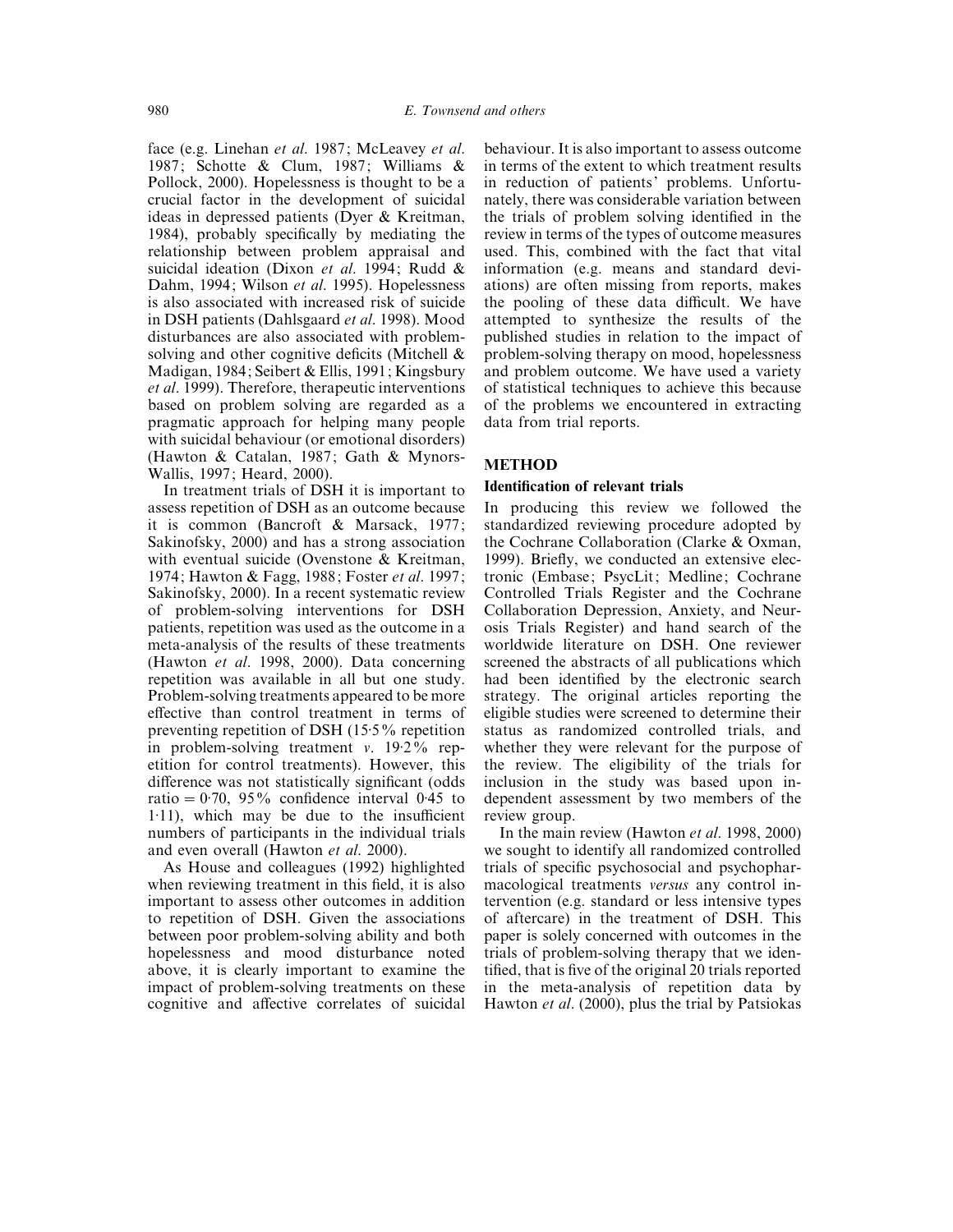face (e.g. Linehan *et al*. 1987; McLeavey *et al*. 1987; Schotte & Clum, 1987; Williams & Pollock, 2000). Hopelessness is thought to be a crucial factor in the development of suicidal ideas in depressed patients (Dyer & Kreitman, 1984), probably specifically by mediating the relationship between problem appraisal and suicidal ideation (Dixon *et al*. 1994; Rudd & Dahm, 1994; Wilson *et al*. 1995). Hopelessness is also associated with increased risk of suicide in DSH patients (Dahlsgaard *et al*. 1998). Mood disturbances are also associated with problem-solving and other cognitive deficits (Mitchell & Madigan, 1984; Seibert & Ellis, 1991; Kingsbury *et al*. 1999). Therefore, therapeutic interventions based on problem solving are regarded as a pragmatic approach for helping many people with suicidal behaviour (or emotional disorders) (Hawton & Catalan, 1987; Gath & Mynors-Wallis, 1997; Heard, 2000).

In treatment trials of DSH it is important to assess repetition of DSH as an outcome because it is common (Bancroft & Marsack, 1977; Sakinofsky, 2000) and has a strong association with eventual suicide (Ovenstone & Kreitman, 1974; Hawton & Fagg, 1988; Foster *et al*. 1997; Sakinofsky, 2000). In a recent systematic review of problem-solving interventions for DSH patients, repetition was used as the outcome in a meta-analysis of the results of these treatments (Hawton *et al*. 1998, 2000). Data concerning repetition was available in all but one study. Problem-solving treatments appeared to be more effective than control treatment in terms of preventing repetition of DSH (15·5% repetition in problem-solving treatment *v*. 19·2% repetition for control treatments). However, this difference was not statistically significant (odds ratio = 0·70, 95% confidence interval 0·45 to 1·11), which may be due to the insufficient numbers of participants in the individual trials and even overall (Hawton *et al*. 2000).

As House and colleagues (1992) highlighted when reviewing treatment in this field, it is also important to assess other outcomes in addition to repetition of DSH. Given the associations between poor problem-solving ability and both hopelessness and mood disturbance noted above, it is clearly important to examine the impact of problem-solving treatments on these cognitive and affective correlates of suicidal behaviour. It is also important to assess outcome in terms of the extent to which treatment results in reduction of patients' problems. Unfortunately, there was considerable variation between the trials of problem solving identified in the review in terms of the types of outcome measures used. This, combined with the fact that vital information (e.g. means and standard deviations) are often missing from reports, makes the pooling of these data difficult. We have attempted to synthesize the results of the published studies in relation to the impact of problem-solving therapy on mood, hopelessness and problem outcome. We have used a variety of statistical techniques to achieve this because of the problems we encountered in extracting data from trial reports.

## METHOD

### Identification of relevant trials

In producing this review we followed the standardized reviewing procedure adopted by the Cochrane Collaboration (Clarke & Oxman, 1999). Briefly, we conducted an extensive electronic (Embase; PsycLit; Medline; Cochrane Controlled Trials Register and the Cochrane Collaboration Depression, Anxiety, and Neurosis Trials Register) and hand search of the worldwide literature on DSH. One reviewer screened the abstracts of all publications which had been identified by the electronic search strategy. The original articles reporting the eligible studies were screened to determine their status as randomized controlled trials, and whether they were relevant for the purpose of the review. The eligibility of the trials for inclusion in the study was based upon independent assessment by two members of the review group.

In the main review (Hawton *et al*. 1998, 2000) we sought to identify all randomized controlled trials of specific psychosocial and psychopharmacological treatments *versus* any control intervention (e.g. standard or less intensive types of aftercare) in the treatment of DSH. This paper is solely concerned with outcomes in the trials of problem-solving therapy that we identified, that is five of the original 20 trials reported in the meta-analysis of repetition data by Hawton *et al*. (2000), plus the trial by Patsiokas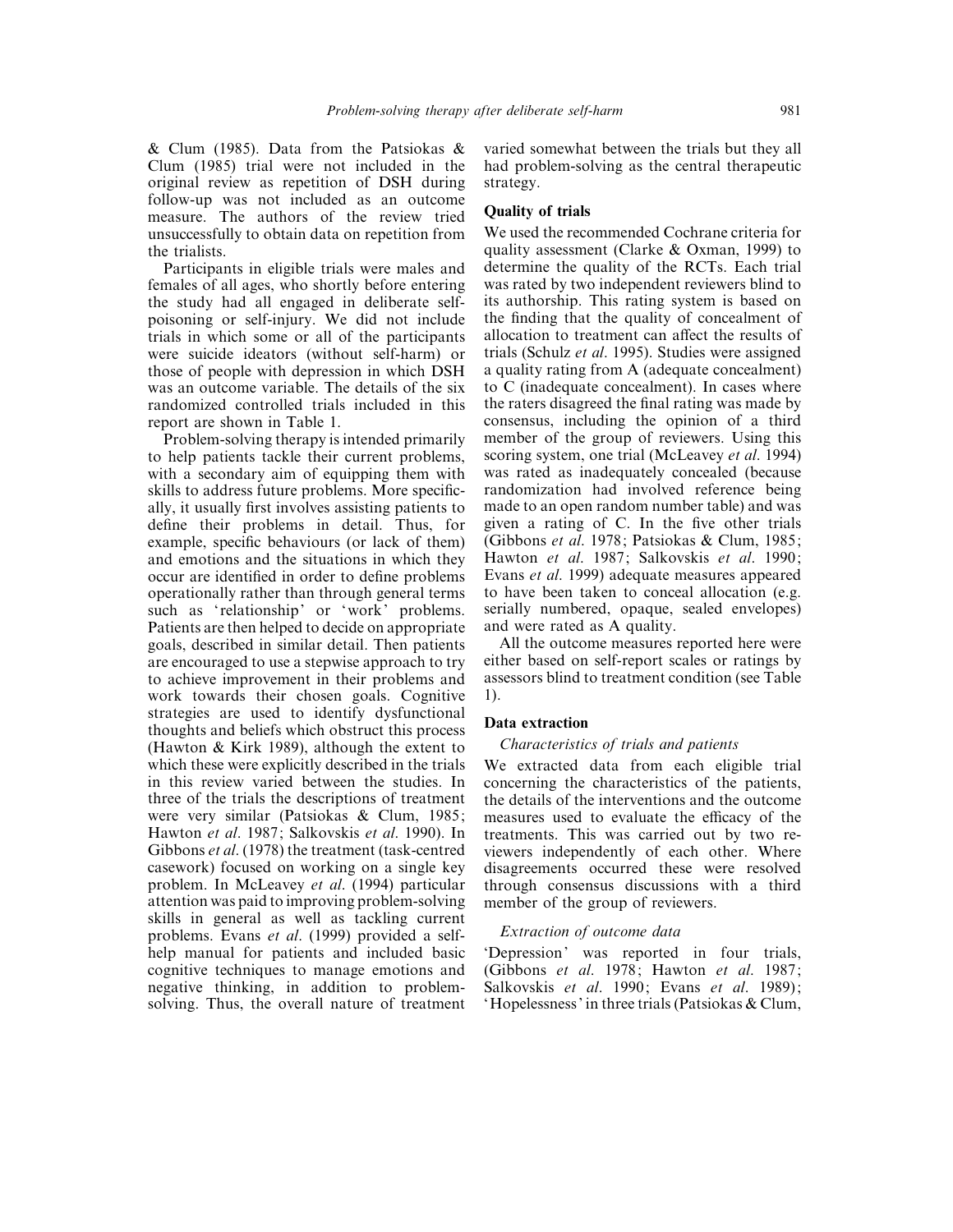& Clum (1985). Data from the Patsiokas & Clum (1985) trial were not included in the original review as repetition of DSH during follow-up was not included as an outcome measure. The authors of the review tried unsuccessfully to obtain data on repetition from the trialists.

Participants in eligible trials were males and females of all ages, who shortly before entering the study had all engaged in deliberate self-poisoning or self-injury. We did not include trials in which some or all of the participants were suicide ideators (without self-harm) or those of people with depression in which DSH was an outcome variable. The details of the six randomized controlled trials included in this report are shown in Table 1.

Problem-solving therapy is intended primarily to help patients tackle their current problems, with a secondary aim of equipping them with skills to address future problems. More specifically, it usually first involves assisting patients to define their problems in detail. Thus, for example, specific behaviours (or lack of them) and emotions and the situations in which they occur are identified in order to define problems operationally rather than through general terms such as 'relationship' or 'work' problems. Patients are then helped to decide on appropriate goals, described in similar detail. Then patients are encouraged to use a stepwise approach to try to achieve improvement in their problems and work towards their chosen goals. Cognitive strategies are used to identify dysfunctional thoughts and beliefs which obstruct this process (Hawton & Kirk 1989), although the extent to which these were explicitly described in the trials in this review varied between the studies. In three of the trials the descriptions of treatment were very similar (Patsiokas & Clum, 1985; Hawton *et al*. 1987; Salkovskis *et al*. 1990). In Gibbons *et al*. (1978) the treatment (task-centred casework) focused on working on a single key problem. In McLeavey *et al*. (1994) particular attention was paid to improving problem-solving skills in general as well as tackling current problems. Evans *et al*. (1999) provided a self-help manual for patients and included basic cognitive techniques to manage emotions and negative thinking, in addition to problem-solving. Thus, the overall nature of treatment varied somewhat between the trials but they all had problem-solving as the central therapeutic strategy.

### Quality of trials

We used the recommended Cochrane criteria for quality assessment (Clarke & Oxman, 1999) to determine the quality of the RCTs. Each trial was rated by two independent reviewers blind to its authorship. This rating system is based on the finding that the quality of concealment of allocation to treatment can affect the results of trials (Schulz *et al*. 1995). Studies were assigned a quality rating from A (adequate concealment) to C (inadequate concealment). In cases where the raters disagreed the final rating was made by consensus, including the opinion of a third member of the group of reviewers. Using this scoring system, one trial (McLeavey *et al*. 1994) was rated as inadequately concealed (because randomization had involved reference being made to an open random number table) and was given a rating of C. In the five other trials (Gibbons *et al*. 1978; Patsiokas & Clum, 1985; Hawton *et al*. 1987; Salkovskis *et al*. 1990; Evans *et al*. 1999) adequate measures appeared to have been taken to conceal allocation (e.g. serially numbered, opaque, sealed envelopes) and were rated as A quality.

All the outcome measures reported here were either based on self-report scales or ratings by assessors blind to treatment condition (see Table 1).

### Data extraction

*Characteristics of trials and patients*

We extracted data from each eligible trial concerning the characteristics of the patients, the details of the interventions and the outcome measures used to evaluate the efficacy of the treatments. This was carried out by two reviewers independently of each other. Where disagreements occurred these were resolved through consensus discussions with a third member of the group of reviewers.

*Extraction of outcome data*

'Depression' was reported in four trials, (Gibbons *et al*. 1978; Hawton *et al*. 1987; Salkovskis *et al*. 1990; Evans *et al*. 1989); 'Hopelessness' in three trials (Patsiokas & Clum,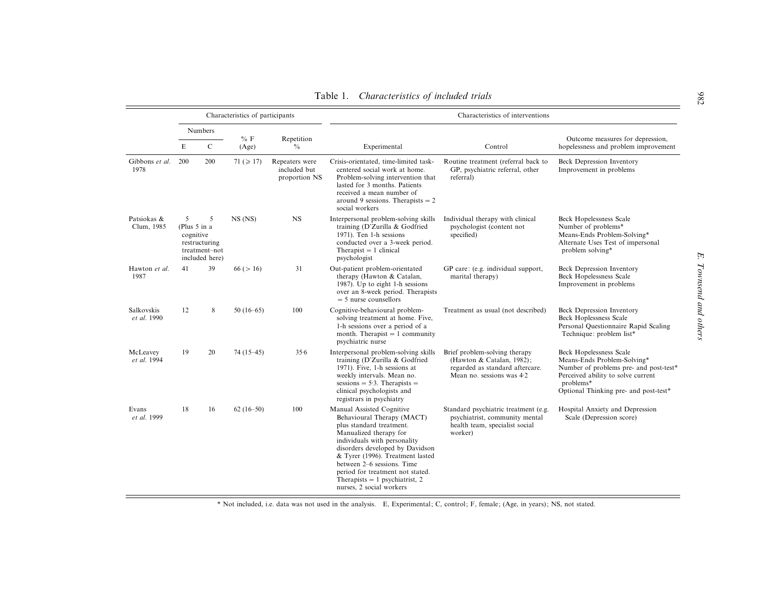Table 1. *Characteristics of included trials*

| | Characteristics of participants | | | | Characteristics of interventions | | |
|---|---|---|---|---|---|---|---|
| | Numbers | | % F (Age) | Repetition % | Experimental | Control | Outcome measures for depression, hopelessness and problem improvement |
| | E | C | | | | | |
| Gibbons *et al.* 1978 | 200 | 200 | 71 (≥ 17) | Repeaters were included but proportion NS | Crisis-orientated, time-limited task-centered social work at home. Problem-solving intervention that lasted for 3 months. Patients received a mean number of around 9 sessions. Therapists = 2 social workers | Routine treatment (referral back to GP, psychiatric referral, other referral) | Beck Depression Inventory<br>Improvement in problems |
| Patsiokas & Clum, 1985 | 5 (Plus 5 in a cognitive restructuring treatment–not included here) | 5 | NS (NS) | NS | Interpersonal problem-solving skills training (D'Zurilla & Godfried 1971). Ten 1-h sessions conducted over a 3-week period. Therapist = 1 clinical psychologist | Individual therapy with clinical psychologist (content not specified) | Beck Hopelessness Scale<br>Number of problems*<br>Means-Ends Problem-Solving*<br>Alternate Uses Test of impersonal problem solving* |
| Hawton *et al.* 1987 | 41 | 39 | 66 (> 16) | 31 | Out-patient problem-orientated therapy (Hawton & Catalan, 1987). Up to eight 1-h sessions over an 8-week period. Therapists = 5 nurse counsellors | GP care: (e.g. individual support, marital therapy) | Beck Depression Inventory<br>Beck Hopelessness Scale<br>Improvement in problems |
| Salkovskis *et al.* 1990 | 12 | 8 | 50 (16–65) | 100 | Cognitive-behavioural problem-solving treatment at home. Five, 1-h sessions over a period of a month. Therapist = 1 community psychiatric nurse | Treatment as usual (not described) | Beck Depression Inventory<br>Beck Hoplessness Scale<br>Personal Questionnaire Rapid Scaling Technique: problem list* |
| McLeavey *et al.* 1994 | 19 | 20 | 74 (15–45) | 35·6 | Interpersonal problem-solving skills training (D'Zurilla & Godfried 1971). Five, 1-h sessions at weekly intervals. Mean no. sessions = 5·3. Therapists = clinical psychologists and registrars in psychiatry | Brief problem-solving therapy (Hawton & Catalan, 1982); regarded as standard aftercare. Mean no. sessions was 4·2 | Beck Hopelessness Scale<br>Means-Ends Problem-Solving*<br>Number of problems pre- and post-test*<br>Perceived ability to solve current problems*<br>Optional Thinking pre- and post-test* |
| Evans *et al.* 1999 | 18 | 16 | 62 (16–50) | 100 | Manual Assisted Cognitive Behavioural Therapy (MACT) plus standard treatment. Manualized therapy for individuals with personality disorders developed by Davidson & Tyrer (1996). Treatment lasted between 2–6 sessions. Time period for treatment not stated. Therapists = 1 psychiatrist, 2 nurses, 2 social workers | Standard psychiatric treatment (e.g. psychiatrist, community mental health team, specialist social worker) | Hospital Anxiety and Depression Scale (Depression score) |

\* Not included, i.e. data was not used in the analysis. E, Experimental; C, control; F, female; (Age, in years); NS, not stated.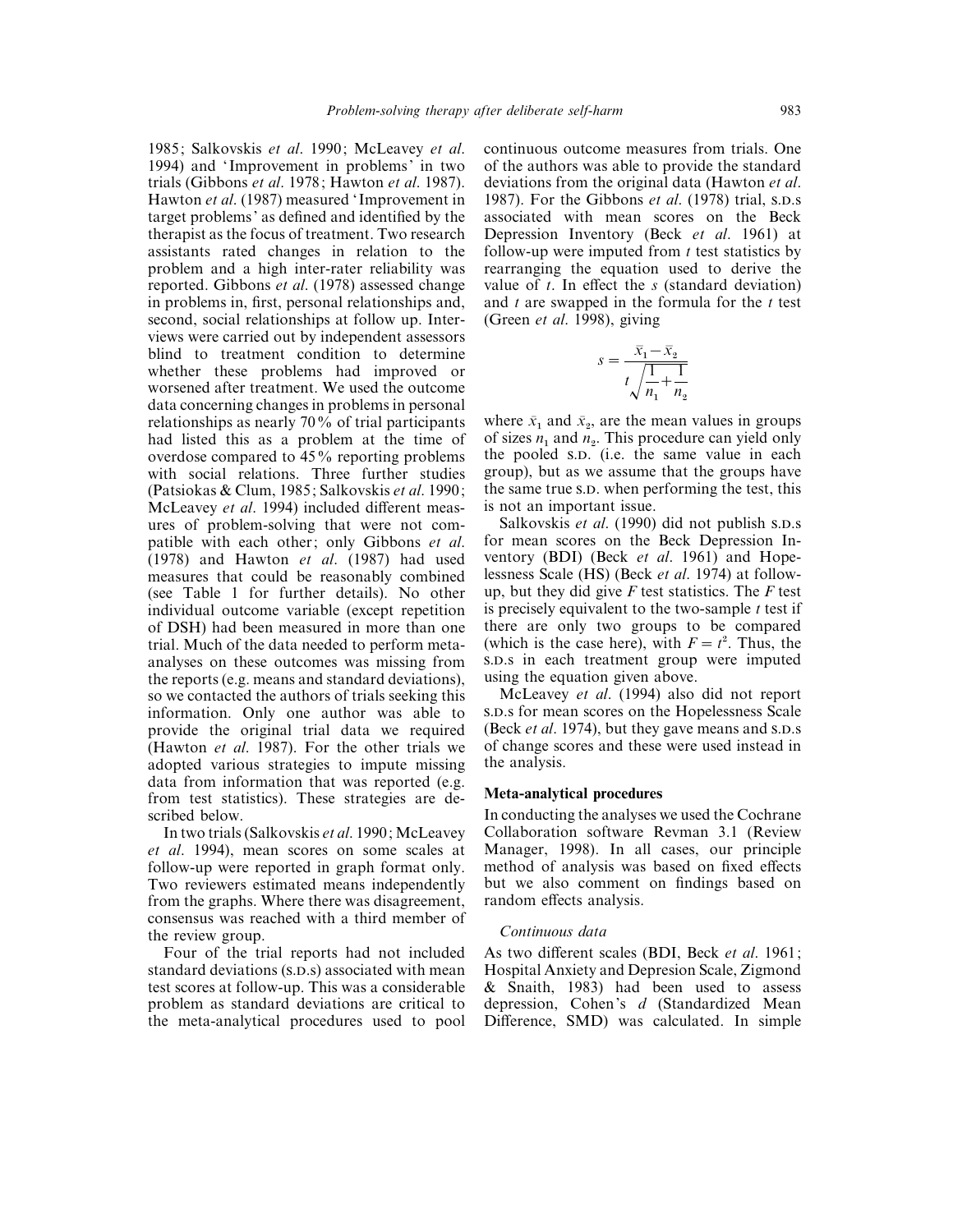1985; Salkovskis *et al*. 1990; McLeavey *et al*. 1994) and 'Improvement in problems' in two trials (Gibbons *et al*. 1978; Hawton *et al*. 1987). Hawton *et al*. (1987) measured 'Improvement in target problems' as defined and identified by the therapist as the focus of treatment. Two research assistants rated changes in relation to the problem and a high inter-rater reliability was reported. Gibbons *et al*. (1978) assessed change in problems in, first, personal relationships and, second, social relationships at follow up. Interviews were carried out by independent assessors blind to treatment condition to determine whether these problems had improved or worsened after treatment. We used the outcome data concerning changes in problems in personal relationships as nearly 70% of trial participants had listed this as a problem at the time of overdose compared to 45% reporting problems with social relations. Three further studies (Patsiokas & Clum, 1985; Salkovskis *et al*. 1990; McLeavey *et al*. 1994) included different measures of problem-solving that were not compatible with each other; only Gibbons *et al*. (1978) and Hawton *et al*. (1987) had used measures that could be reasonably combined (see Table 1 for further details). No other individual outcome variable (except repetition of DSH) had been measured in more than one trial. Much of the data needed to perform meta-analyses on these outcomes was missing from the reports (e.g. means and standard deviations), so we contacted the authors of trials seeking this information. Only one author was able to provide the original trial data we required (Hawton *et al*. 1987). For the other trials we adopted various strategies to impute missing data from information that was reported (e.g. from test statistics). These strategies are described below.

In two trials (Salkovskis *et al*. 1990; McLeavey *et al*. 1994), mean scores on some scales at follow-up were reported in graph format only. Two reviewers estimated means independently from the graphs. Where there was disagreement, consensus was reached with a third member of the review group.

Four of the trial reports had not included standard deviations (S.D.s) associated with mean test scores at follow-up. This was a considerable problem as standard deviations are critical to the meta-analytical procedures used to pool continuous outcome measures from trials. One of the authors was able to provide the standard deviations from the original data (Hawton *et al*. 1987). For the Gibbons *et al*. (1978) trial, S.D.s associated with mean scores on the Beck Depression Inventory (Beck *et al*. 1961) at follow-up were imputed from *t* test statistics by rearranging the equation used to derive the value of *t*. In effect the *s* (standard deviation) and *t* are swapped in the formula for the *t* test (Green *et al*. 1998), giving

$$s = \frac{\bar{x}_1 - \bar{x}_2}{t\sqrt{\dfrac{1}{n_1} + \dfrac{1}{n_2}}}$$

where $\bar{x}_1$ and $\bar{x}_2$, are the mean values in groups of sizes $n_1$ and $n_2$. This procedure can yield only the pooled S.D. (i.e. the same value in each group), but as we assume that the groups have the same true S.D. when performing the test, this is not an important issue.

Salkovskis *et al*. (1990) did not publish S.D.s for mean scores on the Beck Depression Inventory (BDI) (Beck *et al*. 1961) and Hopelessness Scale (HS) (Beck *et al*. 1974) at follow-up, but they did give *F* test statistics. The *F* test is precisely equivalent to the two-sample *t* test if there are only two groups to be compared (which is the case here), with $F = t^2$. Thus, the S.D.s in each treatment group were imputed using the equation given above.

McLeavey *et al*. (1994) also did not report S.D.s for mean scores on the Hopelessness Scale (Beck *et al*. 1974), but they gave means and S.D.s of change scores and these were used instead in the analysis.

### Meta-analytical procedures

In conducting the analyses we used the Cochrane Collaboration software Revman 3.1 (Review Manager, 1998). In all cases, our principle method of analysis was based on fixed effects but we also comment on findings based on random effects analysis.

#### *Continuous data*

As two different scales (BDI, Beck *et al*. 1961; Hospital Anxiety and Depresion Scale, Zigmond & Snaith, 1983) had been used to assess depression, Cohen's *d* (Standardized Mean Difference, SMD) was calculated. In simple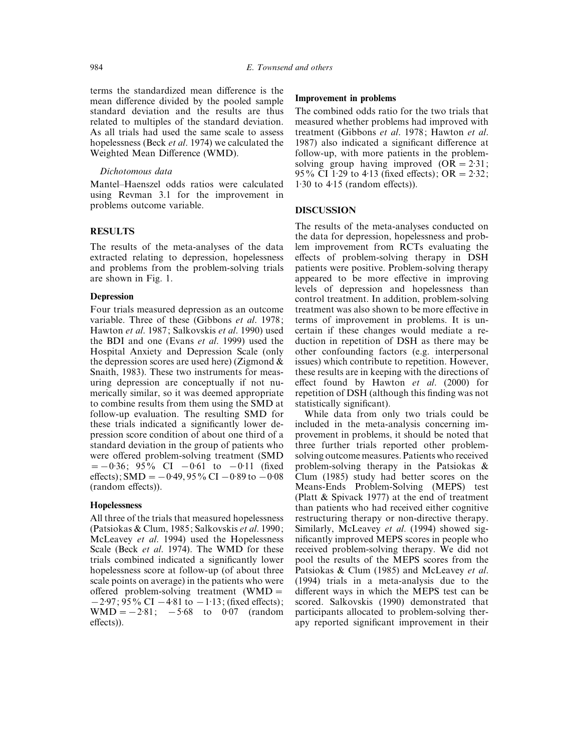terms the standardized mean difference is the mean difference divided by the pooled sample standard deviation and the results are thus related to multiples of the standard deviation. As all trials had used the same scale to assess hopelessness (Beck *et al*. 1974) we calculated the Weighted Mean Difference (WMD).

*Dichotomous data*

Mantel–Haenszel odds ratios were calculated using Revman 3.1 for the improvement in problems outcome variable.

## RESULTS

The results of the meta-analyses of the data extracted relating to depression, hopelessness and problems from the problem-solving trials are shown in Fig. 1.

### Depression

Four trials measured depression as an outcome variable. Three of these (Gibbons *et al*. 1978; Hawton *et al*. 1987; Salkovskis *et al*. 1990) used the BDI and one (Evans *et al*. 1999) used the Hospital Anxiety and Depression Scale (only the depression scores are used here) (Zigmond & Snaith, 1983). These two instruments for measuring depression are conceptually if not numerically similar, so it was deemed appropriate to combine results from them using the SMD at follow-up evaluation. The resulting SMD for these trials indicated a significantly lower depression score condition of about one third of a standard deviation in the group of patients who were offered problem-solving treatment (SMD $= -0{\cdot}36$; 95% CI $-0{\cdot}61$ to $-0{\cdot}11$ (fixed effects); SMD $= -0{\cdot}49$, 95% CI $-0{\cdot}89$ to $-0{\cdot}08$ (random effects)).

### Hopelessness

All three of the trials that measured hopelessness (Patsiokas & Clum, 1985; Salkovskis *et al*. 1990; McLeavey *et al*. 1994) used the Hopelessness Scale (Beck *et al*. 1974). The WMD for these trials combined indicated a significantly lower hopelessness score at follow-up (of about three scale points on average) in the patients who were offered problem-solving treatment (WMD $= -2{\cdot}97$; 95% CI $-4{\cdot}81$ to $-1{\cdot}13$; (fixed effects); WMD $= -2{\cdot}81$; $-5{\cdot}68$ to $0{\cdot}07$ (random effects)).

### Improvement in problems

The combined odds ratio for the two trials that measured whether problems had improved with treatment (Gibbons *et al*. 1978; Hawton *et al*. 1987) also indicated a significant difference at follow-up, with more patients in the problem-solving group having improved (OR $= 2{\cdot}31$; 95% CI $1{\cdot}29$ to $4{\cdot}13$ (fixed effects); OR $= 2{\cdot}32$; $1{\cdot}30$ to $4{\cdot}15$ (random effects)).

## DISCUSSION

The results of the meta-analyses conducted on the data for depression, hopelessness and problem improvement from RCTs evaluating the effects of problem-solving therapy in DSH patients were positive. Problem-solving therapy appeared to be more effective in improving levels of depression and hopelessness than control treatment. In addition, problem-solving treatment was also shown to be more effective in terms of improvement in problems. It is uncertain if these changes would mediate a reduction in repetition of DSH as there may be other confounding factors (e.g. interpersonal issues) which contribute to repetition. However, these results are in keeping with the directions of effect found by Hawton *et al*. (2000) for repetition of DSH (although this finding was not statistically significant).

While data from only two trials could be included in the meta-analysis concerning improvement in problems, it should be noted that three further trials reported other problem-solving outcome measures. Patients who received problem-solving therapy in the Patsiokas & Clum (1985) study had better scores on the Means-Ends Problem-Solving (MEPS) test (Platt & Spivack 1977) at the end of treatment than patients who had received either cognitive restructuring therapy or non-directive therapy. Similarly, McLeavey *et al*. (1994) showed significantly improved MEPS scores in people who received problem-solving therapy. We did not pool the results of the MEPS scores from the Patsiokas & Clum (1985) and McLeavey *et al*. (1994) trials in a meta-analysis due to the different ways in which the MEPS test can be scored. Salkovskis (1990) demonstrated that participants allocated to problem-solving therapy reported significant improvement in their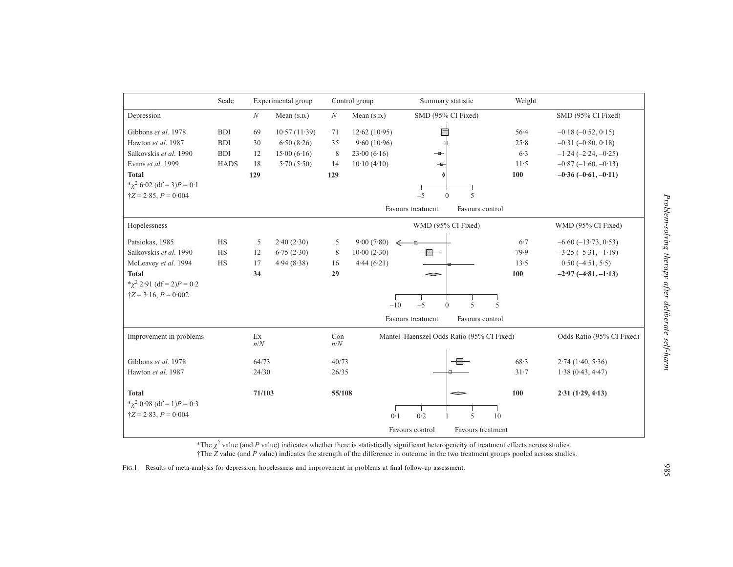| | Scale | Experimental group | | Control group | | Summary statistic | Weight | |
|---|---|---|---|---|---|---|---|---|
| Depression | | $N$ | Mean (S.D.) | $N$ | Mean (S.D.) | SMD (95% CI Fixed) | | SMD (95% CI Fixed) |
| Gibbons *et al*. 1978 | BDI | 69 | 10·57 (11·39) | 71 | 12·62 (10·95) | | 56·4 | –0·18 (–0·52, 0·15) |
| Hawton *et al*. 1987 | BDI | 30 | 6·50 (8·26) | 35 | 9·60 (10·96) | | 25·8 | –0·31 (–0·80, 0·18) |
| Salkovskis *et al*. 1990 | BDI | 12 | 15·00 (6·16) | 8 | 23·00 (6·16) | | 6·3 | –1·24 (–2·24, –0·25) |
| Evans *et al*. 1999 | HADS | 18 | 5·70 (5·50) | 14 | 10·10 (4·10) | | 11·5 | –0·87 (–1·60, –0·13) |
| **Total** | | **129** | | **129** | | | **100** | **–0·36 (–0·61, –0·11)** |
| *$\chi^2$ 6·02 (df = 3) $P$ = 0·1 | | | | | | | | |
| †$Z$ = 2·85, $P$ = 0·004 | | | | | | –5 0 5 (Favours treatment / Favours control) | | |
| Hopelessness | | | | | | WMD (95% CI Fixed) | | WMD (95% CI Fixed) |
| Patsiokas, 1985 | HS | 5 | 2·40 (2·30) | 5 | 9·00 (7·80) | | 6·7 | –6·60 (–13·73, 0·53) |
| Salkovskis *et al*. 1990 | HS | 12 | 6·75 (2·30) | 8 | 10·00 (2·30) | | 79·9 | –3·25 (–5·31, –1·19) |
| McLeavey *et al*. 1994 | HS | 17 | 4·94 (8·38) | 16 | 4·44 (6·21) | | 13·5 | 0·50 (–4·51, 5·5) |
| **Total** | | **34** | | **29** | | | **100** | **–2·97 (–4·81, –1·13)** |
| *$\chi^2$ 2·91 (df = 2) $P$ = 0·2 | | | | | | | | |
| †$Z$ = 3·16, $P$ = 0·002 | | | | | | –10 –5 0 5 5 (Favours treatment / Favours control) | | |
| Improvement in problems | | Ex $n/N$ | | Con $n/N$ | | Mantel–Haenszel Odds Ratio (95% CI Fixed) | | Odds Ratio (95% CI Fixed) |
| Gibbons *et al*. 1978 | | 64/73 | | 40/73 | | | 68·3 | 2·74 (1·40, 5·36) |
| Hawton *et al*. 1987 | | 24/30 | | 26/35 | | | 31·7 | 1·38 (0·43, 4·47) |
| **Total** | | **71/103** | | **55/108** | | | **100** | **2·31 (1·29, 4·13)** |
| *$\chi^2$ 0·98 (df = 1) $P$ = 0·3 | | | | | | | | |
| †$Z$ = 2·83, $P$ = 0·004 | | | | | | 0·1 0·2 1 5 10 (Favours control / Favours treatment) | | |

*The $\chi^2$ value (and $P$ value) indicates whether there is statistically significant heterogeneity of treatment effects across studies.
†The $Z$ value (and $P$ value) indicates the strength of the difference in outcome in the two treatment groups pooled across studies.

FIG. 1. Results of meta-analysis for depression, hopelessness and improvement in problems at final follow-up assessment.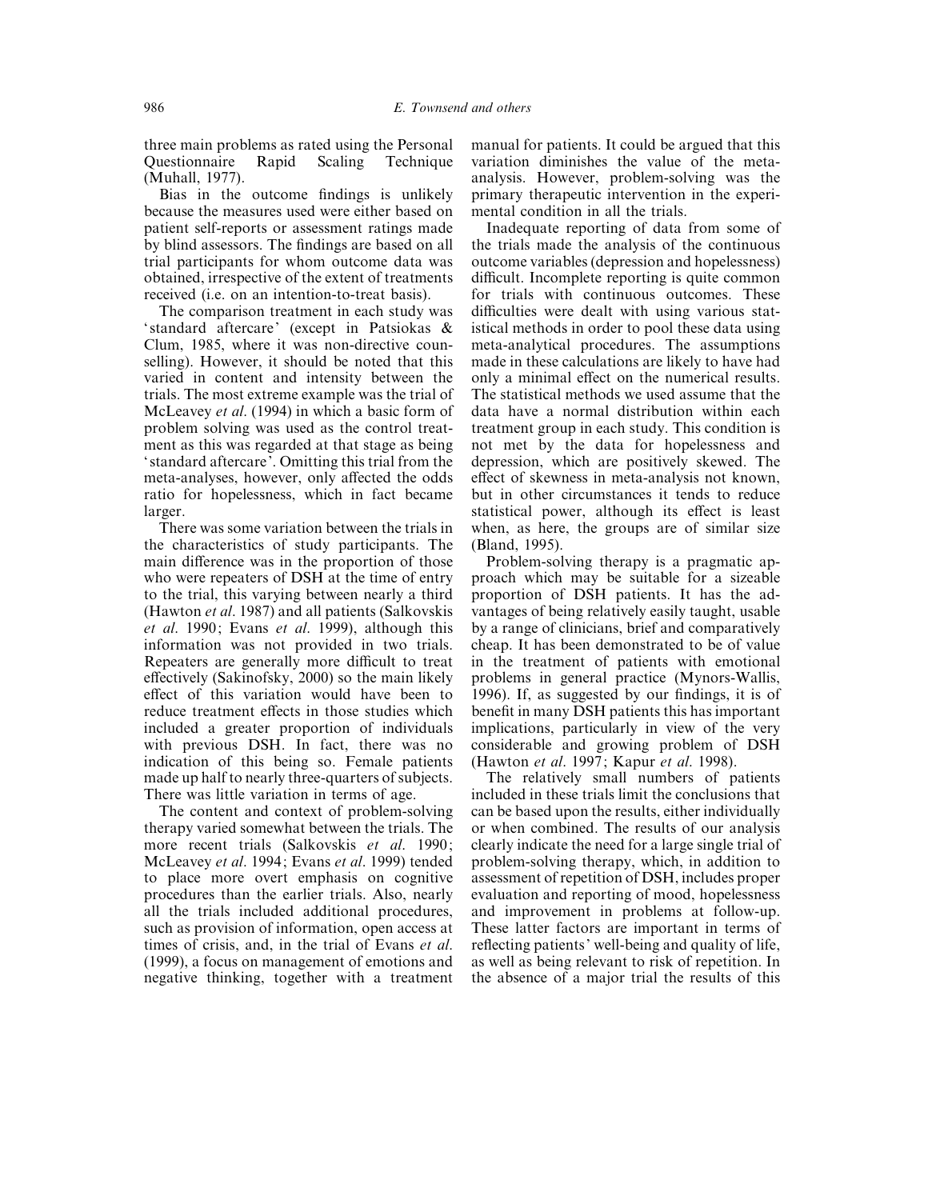three main problems as rated using the Personal Questionnaire Rapid Scaling Technique (Muhall, 1977).

Bias in the outcome findings is unlikely because the measures used were either based on patient self-reports or assessment ratings made by blind assessors. The findings are based on all trial participants for whom outcome data was obtained, irrespective of the extent of treatments received (i.e. on an intention-to-treat basis).

The comparison treatment in each study was 'standard aftercare' (except in Patsiokas & Clum, 1985, where it was non-directive counselling). However, it should be noted that this varied in content and intensity between the trials. The most extreme example was the trial of McLeavey *et al*. (1994) in which a basic form of problem solving was used as the control treatment as this was regarded at that stage as being 'standard aftercare'. Omitting this trial from the meta-analyses, however, only affected the odds ratio for hopelessness, which in fact became larger.

There was some variation between the trials in the characteristics of study participants. The main difference was in the proportion of those who were repeaters of DSH at the time of entry to the trial, this varying between nearly a third (Hawton *et al*. 1987) and all patients (Salkovskis *et al*. 1990; Evans *et al*. 1999), although this information was not provided in two trials. Repeaters are generally more difficult to treat effectively (Sakinofsky, 2000) so the main likely effect of this variation would have been to reduce treatment effects in those studies which included a greater proportion of individuals with previous DSH. In fact, there was no indication of this being so. Female patients made up half to nearly three-quarters of subjects. There was little variation in terms of age.

The content and context of problem-solving therapy varied somewhat between the trials. The more recent trials (Salkovskis *et al*. 1990; McLeavey *et al*. 1994; Evans *et al*. 1999) tended to place more overt emphasis on cognitive procedures than the earlier trials. Also, nearly all the trials included additional procedures, such as provision of information, open access at times of crisis, and, in the trial of Evans *et al*. (1999), a focus on management of emotions and negative thinking, together with a treatment manual for patients. It could be argued that this variation diminishes the value of the meta-analysis. However, problem-solving was the primary therapeutic intervention in the experimental condition in all the trials.

Inadequate reporting of data from some of the trials made the analysis of the continuous outcome variables (depression and hopelessness) difficult. Incomplete reporting is quite common for trials with continuous outcomes. These difficulties were dealt with using various statistical methods in order to pool these data using meta-analytical procedures. The assumptions made in these calculations are likely to have had only a minimal effect on the numerical results. The statistical methods we used assume that the data have a normal distribution within each treatment group in each study. This condition is not met by the data for hopelessness and depression, which are positively skewed. The effect of skewness in meta-analysis not known, but in other circumstances it tends to reduce statistical power, although its effect is least when, as here, the groups are of similar size (Bland, 1995).

Problem-solving therapy is a pragmatic approach which may be suitable for a sizeable proportion of DSH patients. It has the advantages of being relatively easily taught, usable by a range of clinicians, brief and comparatively cheap. It has been demonstrated to be of value in the treatment of patients with emotional problems in general practice (Mynors-Wallis, 1996). If, as suggested by our findings, it is of benefit in many DSH patients this has important implications, particularly in view of the very considerable and growing problem of DSH (Hawton *et al*. 1997; Kapur *et al*. 1998).

The relatively small numbers of patients included in these trials limit the conclusions that can be based upon the results, either individually or when combined. The results of our analysis clearly indicate the need for a large single trial of problem-solving therapy, which, in addition to assessment of repetition of DSH, includes proper evaluation and reporting of mood, hopelessness and improvement in problems at follow-up. These latter factors are important in terms of reflecting patients' well-being and quality of life, as well as being relevant to risk of repetition. In the absence of a major trial the results of this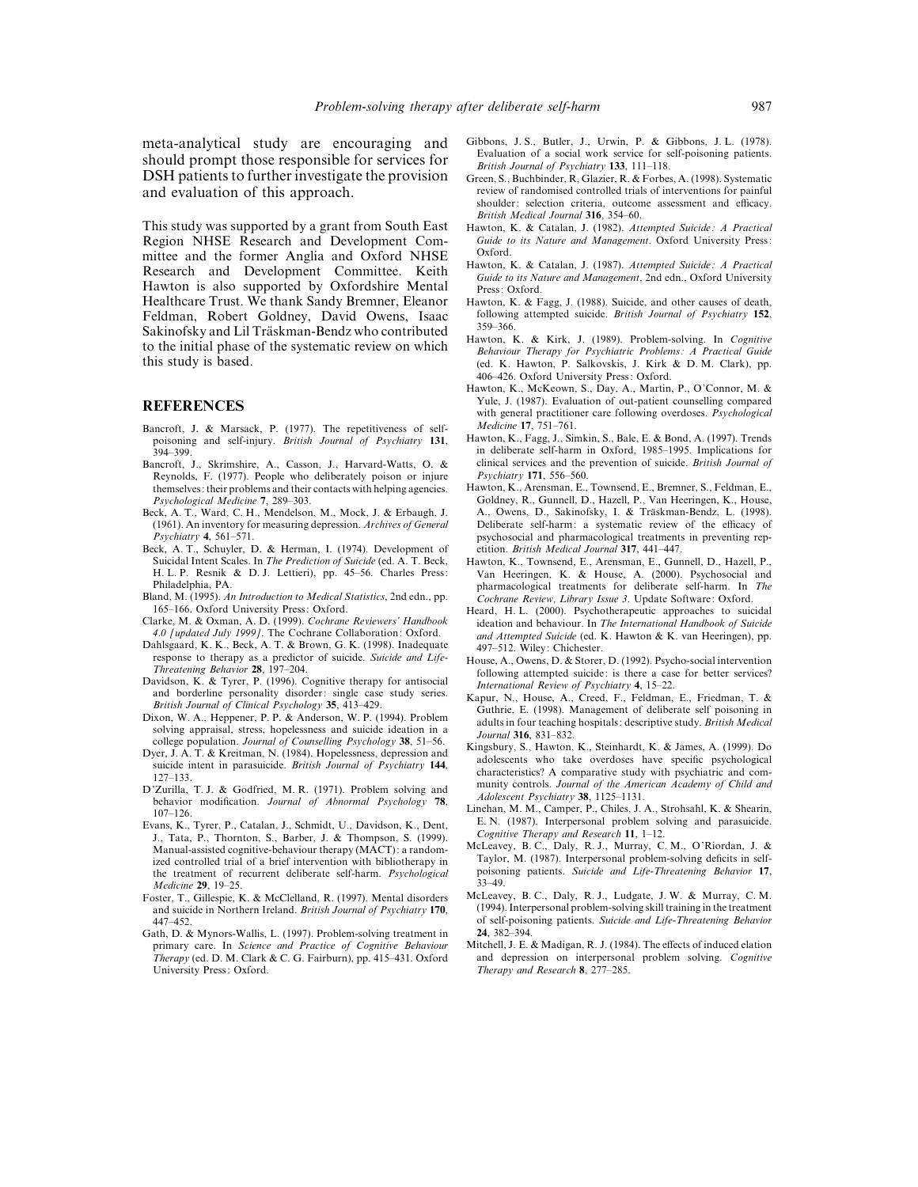meta-analytical study are encouraging and should prompt those responsible for services for DSH patients to further investigate the provision and evaluation of this approach.

This study was supported by a grant from South East Region NHSE Research and Development Committee and the former Anglia and Oxford NHSE Research and Development Committee. Keith Hawton is also supported by Oxfordshire Mental Healthcare Trust. We thank Sandy Bremner, Eleanor Feldman, Robert Goldney, David Owens, Isaac Sakinofsky and Lil Träskman-Bendz who contributed to the initial phase of the systematic review on which this study is based.

## REFERENCES

Bancroft, J. & Marsack, P. (1977). The repetitiveness of self-poisoning and self-injury. *British Journal of Psychiatry* **131**, 394–399.

Bancroft, J., Skrimshire, A., Casson, J., Harvard-Watts, O. & Reynolds, F. (1977). People who deliberately poison or injure themselves: their problems and their contacts with helping agencies. *Psychological Medicine* **7**, 289–303.

Beck, A. T., Ward, C. H., Mendelson, M., Mock, J. & Erbaugh, J. (1961). An inventory for measuring depression. *Archives of General Psychiatry* **4**, 561–571.

Beck, A. T., Schuyler, D. & Herman, I. (1974). Development of Suicidal Intent Scales. In *The Prediction of Suicide* (ed. A. T. Beck, H. L. P. Resnik & D. J. Lettieri), pp. 45–56. Charles Press: Philadelphia, PA.

Bland, M. (1995). *An Introduction to Medical Statistics*, 2nd edn., pp. 165–166. Oxford University Press: Oxford.

Clarke, M. & Oxman, A. D. (1999). *Cochrane Reviewers' Handbook 4.0 [updated July 1999]*. The Cochrane Collaboration: Oxford.

Dahlsgaard, K. K., Beck, A. T. & Brown, G. K. (1998). Inadequate response to therapy as a predictor of suicide. *Suicide and Life-Threatening Behavior* **28**, 197–204.

Davidson, K. & Tyrer, P. (1996). Cognitive therapy for antisocial and borderline personality disorder: single case study series. *British Journal of Clinical Psychology* **35**, 413–429.

Dixon, W. A., Heppener, P. P. & Anderson, W. P. (1994). Problem solving appraisal, stress, hopelessness and suicide ideation in a college population. *Journal of Counselling Psychology* **38**, 51–56.

Dyer, J. A. T. & Kreitman, N. (1984). Hopelessness, depression and suicide intent in parasuicide. *British Journal of Psychiatry* **144**, 127–133.

D'Zurilla, T. J. & Godfried, M. R. (1971). Problem solving and behavior modification. *Journal of Abnormal Psychology* **78**, 107–126.

Evans, K., Tyrer, P., Catalan, J., Schmidt, U., Davidson, K., Dent, J., Tata, P., Thornton, S., Barber, J. & Thompson, S. (1999). Manual-assisted cognitive-behaviour therapy (MACT): a randomized controlled trial of a brief intervention with bibliotherapy in the treatment of recurrent deliberate self-harm. *Psychological Medicine* **29**, 19–25.

Foster, T., Gillespie, K. & McClelland, R. (1997). Mental disorders and suicide in Northern Ireland. *British Journal of Psychiatry* **170**, 447–452.

Gath, D. & Mynors-Wallis, L. (1997). Problem-solving treatment in primary care. In *Science and Practice of Cognitive Behaviour Therapy* (ed. D. M. Clark & C. G. Fairburn), pp. 415–431. Oxford University Press: Oxford.

Gibbons, J. S., Butler, J., Urwin, P. & Gibbons, J. L. (1978). Evaluation of a social work service for self-poisoning patients. *British Journal of Psychiatry* **133**, 111–118.

Green, S., Buchbinder, R, Glazier, R. & Forbes, A. (1998). Systematic review of randomised controlled trials of interventions for painful shoulder: selection criteria, outcome assessment and efficacy. *British Medical Journal* **316**, 354–60.

Hawton, K. & Catalan, J. (1982). *Attempted Suicide: A Practical Guide to its Nature and Management*. Oxford University Press: Oxford.

Hawton, K. & Catalan, J. (1987). *Attempted Suicide: A Practical Guide to its Nature and Management*, 2nd edn., Oxford University Press: Oxford.

Hawton, K. & Fagg, J. (1988). Suicide, and other causes of death, following attempted suicide. *British Journal of Psychiatry* **152**, 359–366.

Hawton, K. & Kirk, J. (1989). Problem-solving. In *Cognitive Behaviour Therapy for Psychiatric Problems: A Practical Guide* (ed. K. Hawton, P. Salkovskis, J. Kirk & D. M. Clark), pp. 406–426. Oxford University Press: Oxford.

Hawton, K., McKeown, S., Day, A., Martin, P., O'Connor, M. & Yule, J. (1987). Evaluation of out-patient counselling compared with general practitioner care following overdoses. *Psychological Medicine* **17**, 751–761.

Hawton, K., Fagg, J., Simkin, S., Bale, E. & Bond, A. (1997). Trends in deliberate self-harm in Oxford, 1985–1995. Implications for clinical services and the prevention of suicide. *British Journal of Psychiatry* **171**, 556–560.

Hawton, K., Arensman, E., Townsend, E., Bremner, S., Feldman, E., Goldney, R., Gunnell, D., Hazell, P., Van Heeringen, K., House, A., Owens, D., Sakinofsky, I. & Träskman-Bendz, L. (1998). Deliberate self-harm: a systematic review of the efficacy of psychosocial and pharmacological treatments in preventing repetition. *British Medical Journal* **317**, 441–447.

Hawton, K., Townsend, E., Arensman, E., Gunnell, D., Hazell, P., Van Heeringen, K. & House, A. (2000). Psychosocial and pharmacological treatments for deliberate self-harm. In *The Cochrane Review, Library Issue 3*. Update Software: Oxford.

Heard, H. L. (2000). Psychotherapeutic approaches to suicidal ideation and behaviour. In *The International Handbook of Suicide and Attempted Suicide* (ed. K. Hawton & K. van Heeringen), pp. 497–512. Wiley: Chichester.

House, A., Owens, D. & Storer, D. (1992). Psycho-social intervention following attempted suicide: is there a case for better services? *International Review of Psychiatry* **4**, 15–22.

Kapur, N., House, A., Creed, F., Feldman, E., Friedman, T. & Guthrie, E. (1998). Management of deliberate self poisoning in adults in four teaching hospitals: descriptive study. *British Medical Journal* **316**, 831–832.

Kingsbury, S., Hawton, K., Steinhardt, K. & James, A. (1999). Do adolescents who take overdoses have specific psychological characteristics? A comparative study with psychiatric and community controls. *Journal of the American Academy of Child and Adolescent Psychiatry* **38**, 1125–1131.

Linehan, M. M., Camper, P., Chiles, J. A., Strohsahl, K. & Shearin, E. N. (1987). Interpersonal problem solving and parasuicide. *Cognitive Therapy and Research* **11**, 1–12.

McLeavey, B. C., Daly, R. J., Murray, C. M., O'Riordan, J. & Taylor, M. (1987). Interpersonal problem-solving deficits in self-poisoning patients. *Suicide and Life-Threatening Behavior* **17**, 33–49.

McLeavey, B. C., Daly, R. J., Ludgate, J. W. & Murray, C. M. (1994). Interpersonal problem-solving skill training in the treatment of self-poisoning patients. *Suicide and Life-Threatening Behavior* **24**, 382–394.

Mitchell, J. E. & Madigan, R. J. (1984). The effects of induced elation and depression on interpersonal problem solving. *Cognitive Therapy and Research* **8**, 277–285.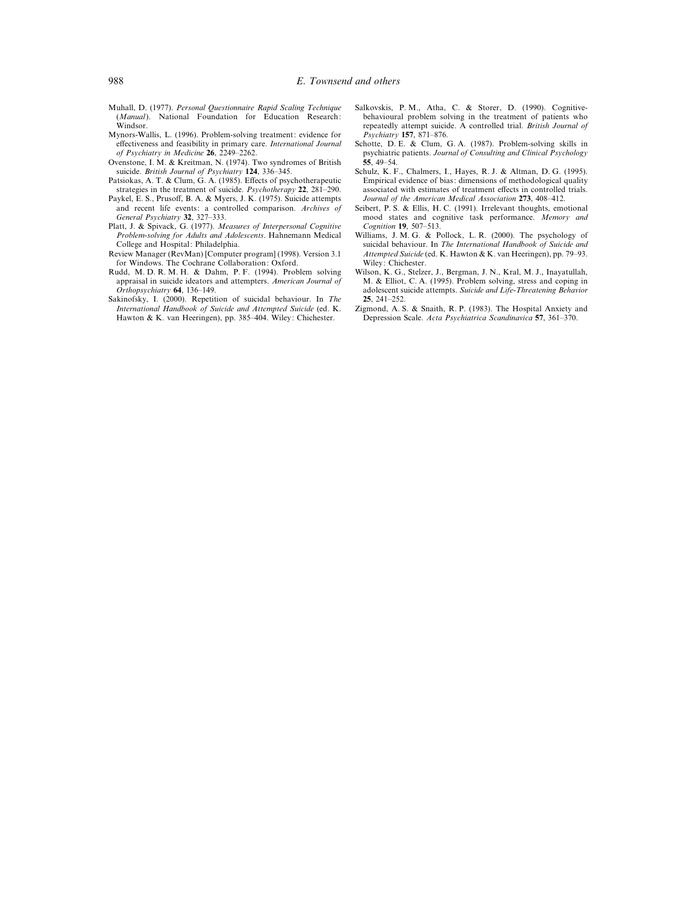Muhall, D. (1977). *Personal Questionnaire Rapid Scaling Technique (Manual)*. National Foundation for Education Research: Windsor.

Mynors-Wallis, L. (1996). Problem-solving treatment: evidence for effectiveness and feasibility in primary care. *International Journal of Psychiatry in Medicine* **26**, 2249–2262.

Ovenstone, I. M. & Kreitman, N. (1974). Two syndromes of British suicide. *British Journal of Psychiatry* **124**, 336–345.

Patsiokas, A. T. & Clum, G. A. (1985). Effects of psychotherapeutic strategies in the treatment of suicide. *Psychotherapy* **22**, 281–290.

Paykel, E. S., Prusoff, B. A. & Myers, J. K. (1975). Suicide attempts and recent life events: a controlled comparison. *Archives of General Psychiatry* **32**, 327–333.

Platt, J. & Spivack, G. (1977). *Measures of Interpersonal Cognitive Problem-solving for Adults and Adolescents*. Hahnemann Medical College and Hospital: Philadelphia.

Review Manager (RevMan) [Computer program] (1998). Version 3.1 for Windows. The Cochrane Collaboration: Oxford.

Rudd, M. D. R. M. H. & Dahm, P. F. (1994). Problem solving appraisal in suicide ideators and attempters. *American Journal of Orthopsychiatry* **64**, 136–149.

Sakinofsky, I. (2000). Repetition of suicidal behaviour. In *The International Handbook of Suicide and Attempted Suicide* (ed. K. Hawton & K. van Heeringen), pp. 385–404. Wiley: Chichester.

Salkovskis, P. M., Atha, C. & Storer, D. (1990). Cognitive-behavioural problem solving in the treatment of patients who repeatedly attempt suicide. A controlled trial. *British Journal of Psychiatry* **157**, 871–876.

Schotte, D. E. & Clum, G. A. (1987). Problem-solving skills in psychiatric patients. *Journal of Consulting and Clinical Psychology* **55**, 49–54.

Schulz, K. F., Chalmers, I., Hayes, R. J. & Altman, D. G. (1995). Empirical evidence of bias: dimensions of methodological quality associated with estimates of treatment effects in controlled trials. *Journal of the American Medical Association* **273**, 408–412.

Seibert, P. S. & Ellis, H. C. (1991). Irrelevant thoughts, emotional mood states and cognitive task performance. *Memory and Cognition* **19**, 507–513.

Williams, J. M. G. & Pollock, L. R. (2000). The psychology of suicidal behaviour. In *The International Handbook of Suicide and Attempted Suicide* (ed. K. Hawton & K. van Heeringen), pp. 79–93. Wiley: Chichester.

Wilson, K. G., Stelzer, J., Bergman, J. N., Kral, M. J., Inayatullah, M. & Elliot, C. A. (1995). Problem solving, stress and coping in adolescent suicide attempts. *Suicide and Life-Threatening Behavior* **25**, 241–252.

Zigmond, A. S. & Snaith, R. P. (1983). The Hospital Anxiety and Depression Scale. *Acta Psychiatrica Scandinavica* **57**, 361–370.